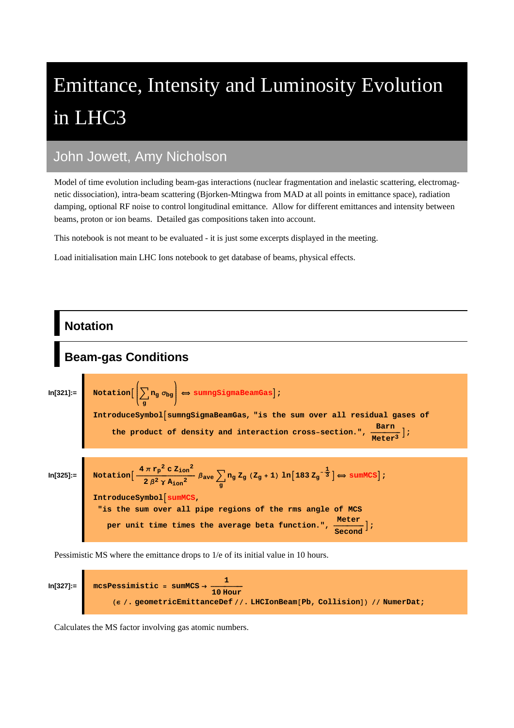# Emittance, Intensity and Luminosity Evolution in LHC3

## John Jowett, Amy Nicholson

Model of time evolution including beam-gas interactions (nuclear fragmentation and inelastic scattering, electromagnetic dissociation), intra-beam scattering (Bjorken-Mtingwa from MAD at all points in emittance space), radiation damping, optional RF noise to control longitudinal emittance. Allow for different emittances and intensity between beams, proton or ion beams. Detailed gas compositions taken into account.

This notebook is not meant to be evaluated - it is just some excerpts displayed in the meeting.

Load initialisation main LHC Ions notebook to get database of beams, physical effects.

## Notation

## Beam-gas Conditions

In[321]:=

$$\text{Notation}\left[\left(\sum_g n_g\, \sigma_{bg}\right) \Longleftrightarrow \text{sumngSigmaBeamGas}\right];$$

```
IntroduceSymbol[sumngSigmaBeamGas, "is the sum over all residual gases of
    the product of density and interaction cross-section.", Barn/Meter^3];
```

In[325]:=

$$\text{Notation}\left[\frac{4\pi r_p^2\, c\, Z_{ion}^2}{2\,\beta^2\,\gamma\, A_{ion}^2}\,\beta_{ave}\sum_g n_g\, Z_g\,(Z_g+1)\,\ln\left[183\, Z_g^{-\frac{1}{3}}\right] \Longleftrightarrow \text{sumMCS}\right];$$

```
IntroduceSymbol[sumMCS,
 "is the sum over all pipe regions of the rms angle of MCS
   per unit time times the average beta function.", Meter/Second];
```

Pessimistic MS where the emittance drops to 1/e of its initial value in 10 hours.

In[327]:=

$$\text{mcsPessimistic} = \text{sumMCS} \to \frac{1}{10\ \text{Hour}}\ (\epsilon\ /.\ \text{geometricEmittanceDef}\ //.\ \text{LHCIonBeam}[\text{Pb},\ \text{Collision}])\ //\ \text{NumerDat};$$

Calculates the MS factor involving gas atomic numbers.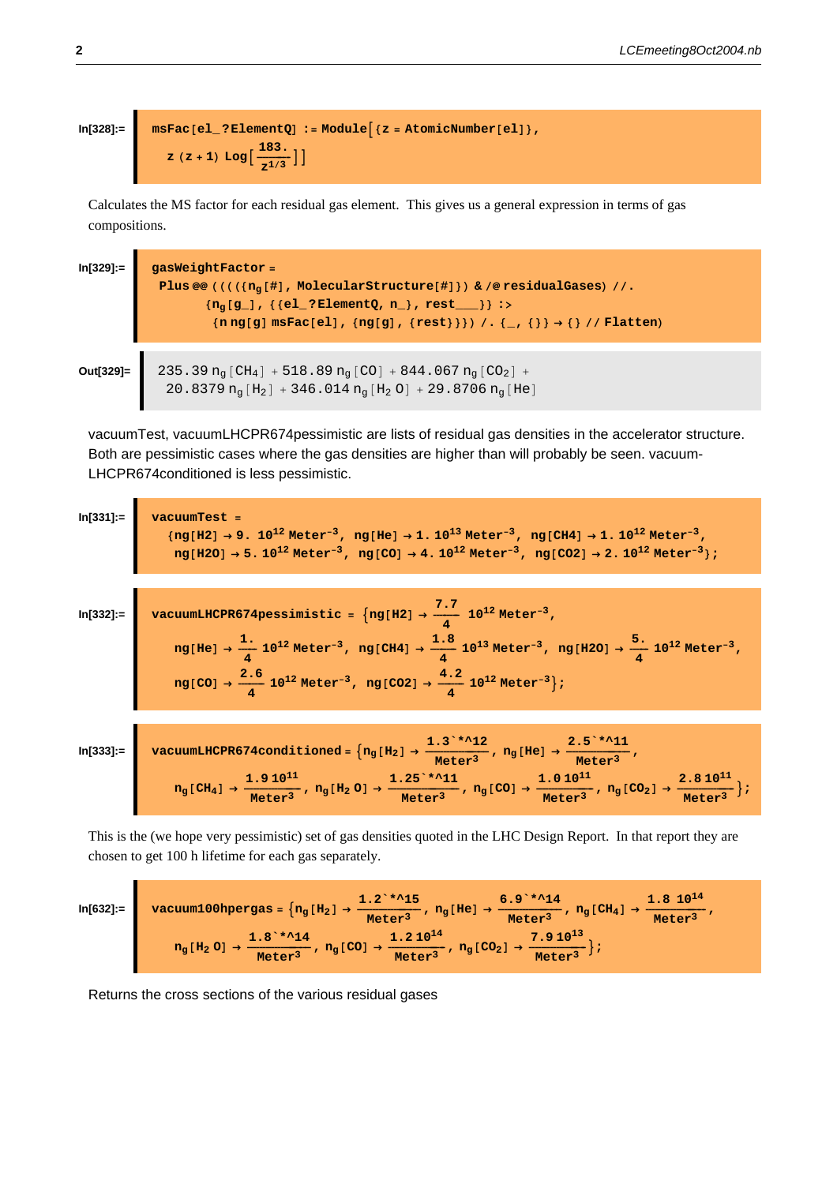In[328]:=

```
msFac[el_?ElementQ] := Module[{z = AtomicNumber[el]},
  z (z + 1) Log[183./z^(1/3)]]
```

Calculates the MS factor for each residual gas element. This gives us a general expression in terms of gas compositions.

In[329]:=

```
gasWeightFactor =
 Plus @@ ((((({n_g[#], MolecularStructure[#]}) & /@ residualGases) //.
       {n_g[g_], {{el_?ElementQ, n_}, rest___}} :>
        {n ng[g] msFac[el], {ng[g], {rest}}}) /. {_, {}} → {} // Flatten)
```

Out[329]=

$$235.39\, n_g[CH_4] + 518.89\, n_g[CO] + 844.067\, n_g[CO_2] + 20.8379\, n_g[H_2] + 346.014\, n_g[H_2O] + 29.8706\, n_g[He]$$

vacuumTest, vacuumLHCPR674pessimistic are lists of residual gas densities in the accelerator structure. Both are pessimistic cases where the gas densities are higher than will probably be seen. vacuum-LHCPR674conditioned is less pessimistic.

In[331]:=

```
vacuumTest =
  {ng[H2] → 9. 10^12 Meter^-3, ng[He] → 1. 10^13 Meter^-3, ng[CH4] → 1. 10^12 Meter^-3,
   ng[H2O] → 5. 10^12 Meter^-3, ng[CO] → 4. 10^12 Meter^-3, ng[CO2] → 2. 10^12 Meter^-3};
```

In[332]:=

```
vacuumLHCPR674pessimistic = {ng[H2] → 7.7/4 10^12 Meter^-3,
   ng[He] → 1./4 10^12 Meter^-3, ng[CH4] → 1.8/4 10^13 Meter^-3, ng[H2O] → 5./4 10^12 Meter^-3,
   ng[CO] → 2.6/4 10^12 Meter^-3, ng[CO2] → 4.2/4 10^12 Meter^-3};
```

In[333]:=

```
vacuumLHCPR674conditioned = {n_g[H_2] → 1.3`*^12/Meter^3, n_g[He] → 2.5`*^11/Meter^3,
   n_g[CH_4] → 1.9 10^11/Meter^3, n_g[H_2 O] → 1.25`*^11/Meter^3, n_g[CO] → 1.0 10^11/Meter^3, n_g[CO_2] → 2.8 10^11/Meter^3};
```

This is the (we hope very pessimistic) set of gas densities quoted in the LHC Design Report. In that report they are chosen to get 100 h lifetime for each gas separately.

In[632]:=

```
vacuum100hpergas = {n_g[H_2] → 1.2`*^15/Meter^3, n_g[He] → 6.9`*^14/Meter^3, n_g[CH_4] → 1.8 10^14/Meter^3,
   n_g[H_2 O] → 1.8`*^14/Meter^3, n_g[CO] → 1.2 10^14/Meter^3, n_g[CO_2] → 7.9 10^13/Meter^3};
```

Returns the cross sections of the various residual gases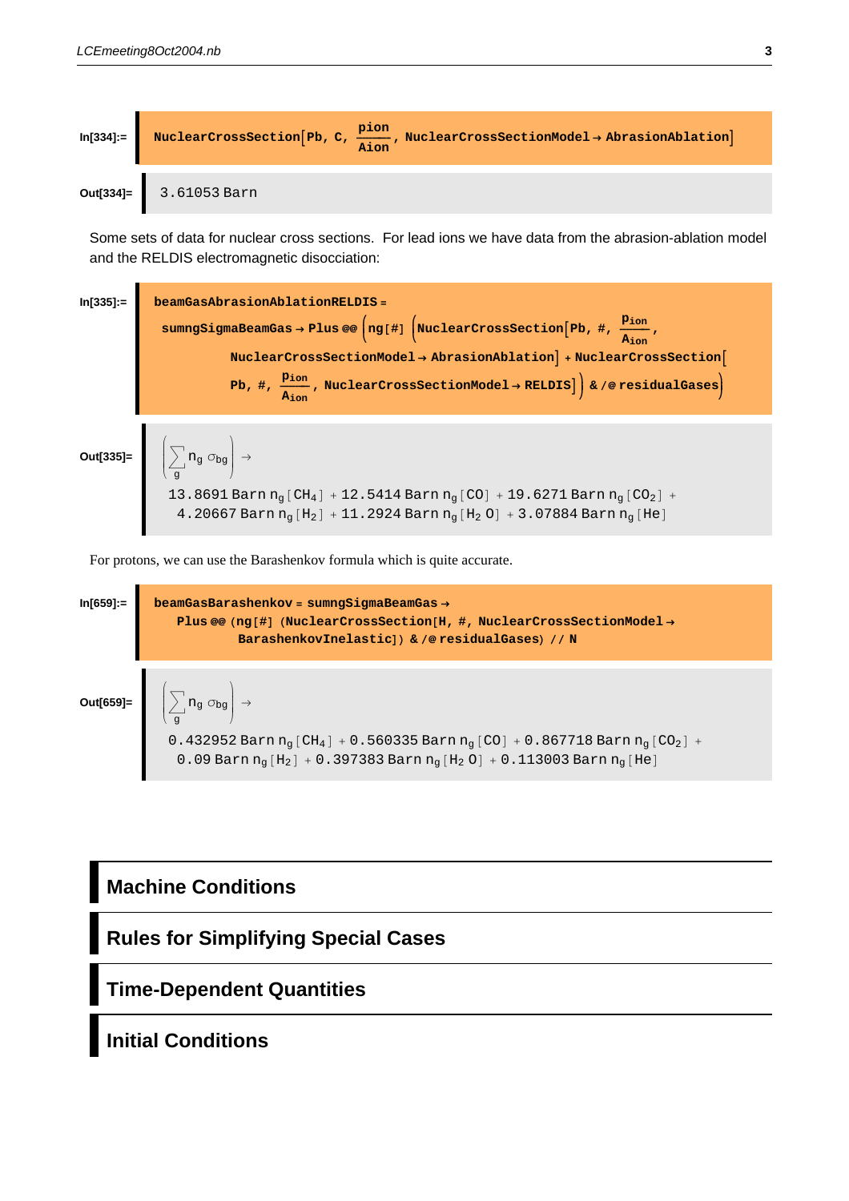In[334]:=

```
NuclearCrossSection[Pb, C, pion/Aion, NuclearCrossSectionModel → AbrasionAblation]
```

Out[334]=

```
3.61053 Barn
```

Some sets of data for nuclear cross sections. For lead ions we have data from the abrasion-ablation model and the RELDIS electromagnetic disocciation:

In[335]:=

```
beamGasAbrasionAblationRELDIS =
  sumngSigmaBeamGas → Plus @@ (ng[#] (NuclearCrossSection[Pb, #, pion/Aion,
        NuclearCrossSectionModel → AbrasionAblation] + NuclearCrossSection[
        Pb, #, pion/Aion, NuclearCrossSectionModel → RELDIS]) & /@ residualGases)
```

Out[335]=

$$\left(\sum_g n_g \sigma_{bg}\right) \to 13.8691\,\text{Barn}\, n_g[CH_4] + 12.5414\,\text{Barn}\, n_g[CO] + 19.6271\,\text{Barn}\, n_g[CO_2] + 4.20667\,\text{Barn}\, n_g[H_2] + 11.2924\,\text{Barn}\, n_g[H_2O] + 3.07884\,\text{Barn}\, n_g[He]$$

For protons, we can use the Barashenkov formula which is quite accurate.

In[659]:=

```
beamGasBarashenkov = sumngSigmaBeamGas →
    Plus @@ (ng[#] (NuclearCrossSection[H, #, NuclearCrossSectionModel →
          BarashenkovInelastic]) & /@ residualGases) // N
```

Out[659]=

$$\left(\sum_g n_g \sigma_{bg}\right) \to 0.432952\,\text{Barn}\, n_g[CH_4] + 0.560335\,\text{Barn}\, n_g[CO] + 0.867718\,\text{Barn}\, n_g[CO_2] + 0.09\,\text{Barn}\, n_g[H_2] + 0.397383\,\text{Barn}\, n_g[H_2O] + 0.113003\,\text{Barn}\, n_g[He]$$

# Machine Conditions

# Rules for Simplifying Special Cases

# Time-Dependent Quantities

# Initial Conditions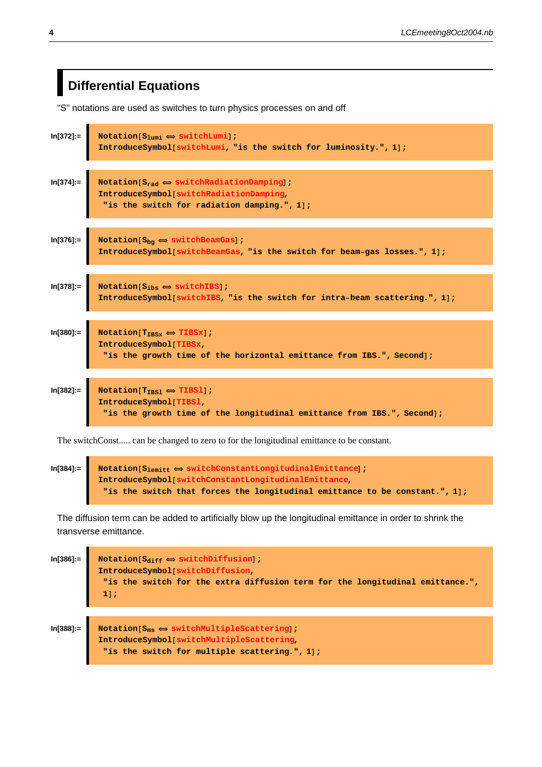## Differential Equations

"S" notations are used as switches to turn physics processes on and off

In[372]:=
```
Notation[S_lumi ⟺ switchLumi];
IntroduceSymbol[switchLumi, "is the switch for luminosity.", 1];
```

In[374]:=
```
Notation[S_rad ⟺ switchRadiationDamping];
IntroduceSymbol[switchRadiationDamping,
 "is the switch for radiation damping.", 1];
```

In[376]:=
```
Notation[S_bg ⟺ switchBeamGas];
IntroduceSymbol[switchBeamGas, "is the switch for beam-gas losses.", 1];
```

In[378]:=
```
Notation[S_ibs ⟺ switchIBS];
IntroduceSymbol[switchIBS, "is the switch for intra-beam scattering.", 1];
```

In[380]:=
```
Notation[T_IBSx ⟺ TIBSx];
IntroduceSymbol[TIBSx,
 "is the growth time of the horizontal emittance from IBS.", Second];
```

In[382]:=
```
Notation[T_IBSl ⟺ TIBSl];
IntroduceSymbol[TIBSl,
 "is the growth time of the longitudinal emittance from IBS.", Second];
```

The switchConst..... can be changed to zero to for the longitudinal emittance to be constant.

In[384]:=
```
Notation[S_lemitt ⟺ switchConstantLongitudinalEmittance];
IntroduceSymbol[switchConstantLongitudinalEmittance,
 "is the switch that forces the longitudinal emittance to be constant.", 1];
```

The diffusion term can be added to artificially blow up the longitudinal emittance in order to shrink the transverse emittance.

In[386]:=
```
Notation[S_diff ⟺ switchDiffusion];
IntroduceSymbol[switchDiffusion,
 "is the switch for the extra diffusion term for the longitudinal emittance.",
 1];
```

In[388]:=
```
Notation[S_ms ⟺ switchMultipleScattering];
IntroduceSymbol[switchMultipleScattering,
 "is the switch for multiple scattering.", 1];
```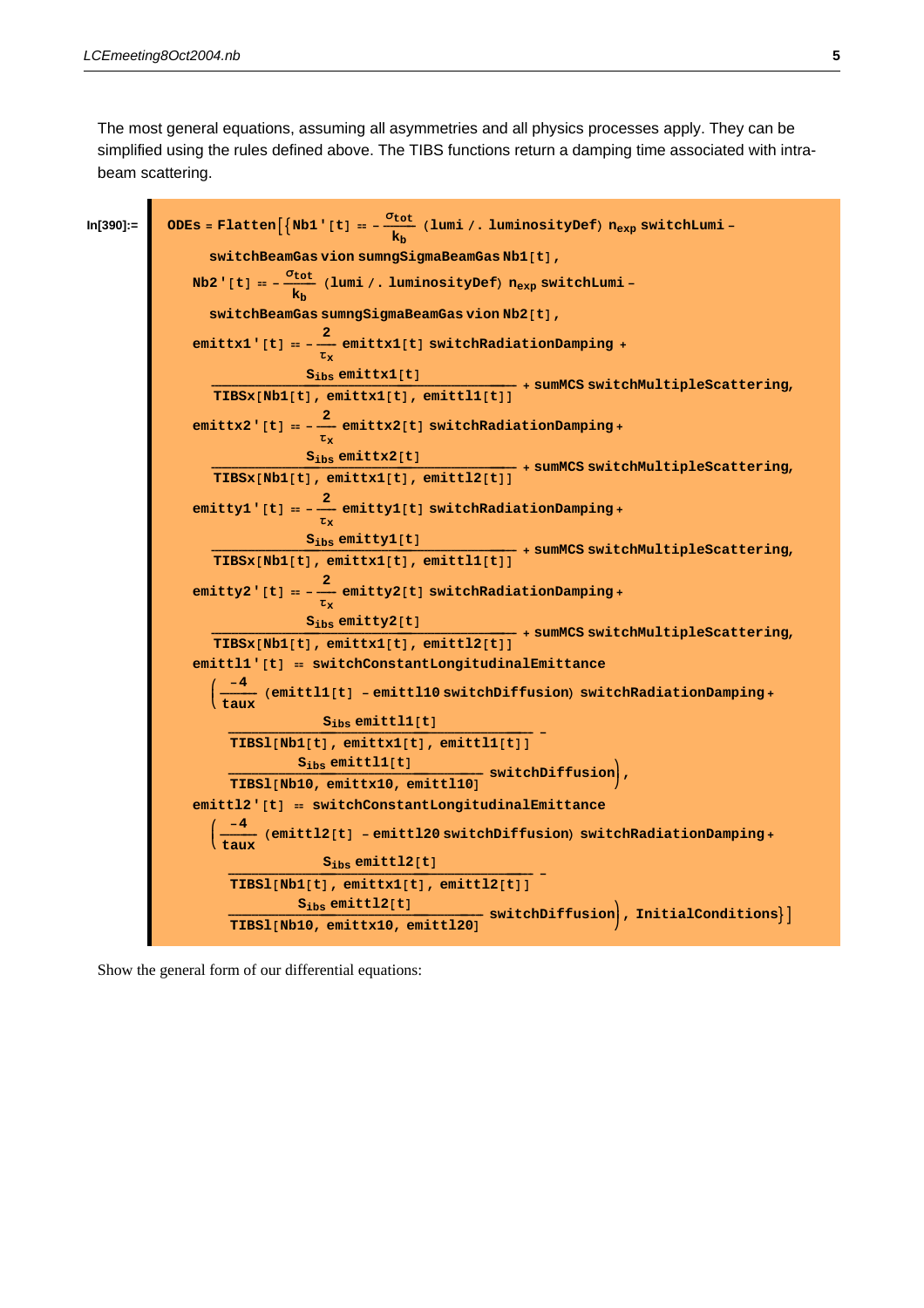The most general equations, assuming all asymmetries and all physics processes apply. They can be simplified using the rules defined above. The TIBS functions return a damping time associated with intra-beam scattering.

In[390]:=

```
ODEs = Flatten[{Nb1'[t] == -σtot/kb (lumi /. luminosityDef) nexp switchLumi -
      switchBeamGas vion sumngSigmaBeamGas Nb1[t],
    Nb2'[t] == -σtot/kb (lumi /. luminosityDef) nexp switchLumi -
      switchBeamGas sumngSigmaBeamGas vion Nb2[t],
    emittx1'[t] == -2/τx emittx1[t] switchRadiationDamping +
      Sibs emittx1[t] / TIBSx[Nb1[t], emittx1[t], emittl1[t]] + sumMCS switchMultipleScattering,
    emittx2'[t] == -2/τx emittx2[t] switchRadiationDamping +
      Sibs emittx2[t] / TIBSx[Nb1[t], emittx1[t], emittl2[t]] + sumMCS switchMultipleScattering,
    emitty1'[t] == -2/τx emitty1[t] switchRadiationDamping +
      Sibs emitty1[t] / TIBSx[Nb1[t], emittx1[t], emittl1[t]] + sumMCS switchMultipleScattering,
    emitty2'[t] == -2/τx emitty2[t] switchRadiationDamping +
      Sibs emitty2[t] / TIBSx[Nb1[t], emittx1[t], emittl2[t]] + sumMCS switchMultipleScattering,
    emittl1'[t] == switchConstantLongitudinalEmittance
      (-4/taux (emittl1[t] - emittl10 switchDiffusion) switchRadiationDamping +
        Sibs emittl1[t] / TIBSl[Nb1[t], emittx1[t], emittl1[t]] -
        Sibs emittl1[t] / TIBSl[Nb10, emittx10, emittl10] switchDiffusion),
    emittl2'[t] == switchConstantLongitudinalEmittance
      (-4/taux (emittl2[t] - emittl20 switchDiffusion) switchRadiationDamping +
        Sibs emittl2[t] / TIBSl[Nb1[t], emittx1[t], emittl2[t]] -
        Sibs emittl2[t] / TIBSl[Nb10, emittx10, emittl20] switchDiffusion), InitialConditions}]
```

Show the general form of our differential equations: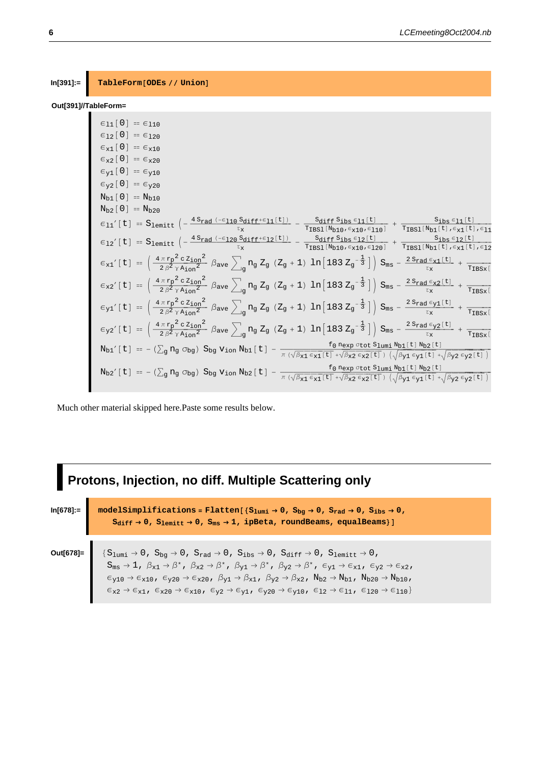In[391]:=

```
TableForm[ODEs // Union]
```

Out[391]//TableForm=

$$\epsilon_{l1}[0] == \epsilon_{l10}$$
$$\epsilon_{l2}[0] == \epsilon_{l20}$$
$$\epsilon_{x1}[0] == \epsilon_{x10}$$
$$\epsilon_{x2}[0] == \epsilon_{x20}$$
$$\epsilon_{y1}[0] == \epsilon_{y10}$$
$$\epsilon_{y2}[0] == \epsilon_{y20}$$
$$N_{b1}[0] == N_{b10}$$
$$N_{b2}[0] == N_{b20}$$
$$\epsilon_{l1}'[t] == S_{lemitt}\left(-\frac{4 S_{rad}(-\epsilon_{l10} S_{diff}+\epsilon_{l1}[t])}{\tau_x} - \frac{S_{diff} S_{ibs} \epsilon_{l1}[t]}{T_{IBSl}[N_{b10},\epsilon_{x10},\epsilon_{l10}]} + \frac{S_{ibs} \epsilon_{l1}[t]}{T_{IBSl}[N_{b1}[t],\epsilon_{x1}[t],\epsilon_{l1}}\right.$$
$$\epsilon_{l2}'[t] == S_{lemitt}\left(-\frac{4 S_{rad}(-\epsilon_{l20} S_{diff}+\epsilon_{l2}[t])}{\tau_x} - \frac{S_{diff} S_{ibs} \epsilon_{l2}[t]}{T_{IBSl}[N_{b10},\epsilon_{x10},\epsilon_{l20}]} + \frac{S_{ibs} \epsilon_{l2}[t]}{T_{IBSl}[N_{b1}[t],\epsilon_{x1}[t],\epsilon_{l2}}\right.$$
$$\epsilon_{x1}'[t] == \left(\frac{4\pi r_p^2 c Z_{ion}^2}{2\beta^2\gamma A_{ion}^2}\beta_{ave}\sum_g n_g Z_g (Z_g+1)\ln\left[183 Z_g^{-\frac{1}{3}}\right]\right) S_{ms} - \frac{2 S_{rad}\epsilon_{x1}[t]}{\tau_x} + \frac{}{T_{IBSx}[}$$
$$\epsilon_{x2}'[t] == \left(\frac{4\pi r_p^2 c Z_{ion}^2}{2\beta^2\gamma A_{ion}^2}\beta_{ave}\sum_g n_g Z_g (Z_g+1)\ln\left[183 Z_g^{-\frac{1}{3}}\right]\right) S_{ms} - \frac{2 S_{rad}\epsilon_{x2}[t]}{\tau_x} + \frac{}{T_{IBSx}[}$$
$$\epsilon_{y1}'[t] == \left(\frac{4\pi r_p^2 c Z_{ion}^2}{2\beta^2\gamma A_{ion}^2}\beta_{ave}\sum_g n_g Z_g (Z_g+1)\ln\left[183 Z_g^{-\frac{1}{3}}\right]\right) S_{ms} - \frac{2 S_{rad}\epsilon_{y1}[t]}{\tau_x} + \frac{}{T_{IBSx}[}$$
$$\epsilon_{y2}'[t] == \left(\frac{4\pi r_p^2 c Z_{ion}^2}{2\beta^2\gamma A_{ion}^2}\beta_{ave}\sum_g n_g Z_g (Z_g+1)\ln\left[183 Z_g^{-\frac{1}{3}}\right]\right) S_{ms} - \frac{2 S_{rad}\epsilon_{y2}[t]}{\tau_x} + \frac{}{T_{IBSx}[}$$
$$N_{b1}'[t] == -\left(\sum_g n_g \sigma_{bg}\right) S_{bg} v_{ion} N_{b1}[t] - \frac{f_0 n_{exp} \sigma_{tot} S_{lumi} N_{b1}[t] N_{b2}[t]}{\pi\left(\sqrt{\beta_{x1}\epsilon_{x1}[t]}+\sqrt{\beta_{x2}\epsilon_{x2}[t]}\right)\left(\sqrt{\beta_{y1}\epsilon_{y1}[t]}+\sqrt{\beta_{y2}\epsilon_{y2}[t]}\right)}$$
$$N_{b2}'[t] == -\left(\sum_g n_g \sigma_{bg}\right) S_{bg} v_{ion} N_{b2}[t] - \frac{f_0 n_{exp} \sigma_{tot} S_{lumi} N_{b1}[t] N_{b2}[t]}{\pi\left(\sqrt{\beta_{x1}\epsilon_{x1}[t]}+\sqrt{\beta_{x2}\epsilon_{x2}[t]}\right)\left(\sqrt{\beta_{y1}\epsilon_{y1}[t]}+\sqrt{\beta_{y2}\epsilon_{y2}[t]}\right)}$$

Much other material skipped here.Paste some results below.

# Protons, Injection, no diff. Multiple Scattering only

In[678]:=

```
modelSimplifications = Flatten[{S_lumi → 0, S_bg → 0, S_rad → 0, S_ibs → 0,
    S_diff → 0, S_lemitt → 0, S_ms → 1, ipBeta, roundBeams, equalBeams}]
```

Out[678]=

$\{S_{lumi} \to 0, S_{bg} \to 0, S_{rad} \to 0, S_{ibs} \to 0, S_{diff} \to 0, S_{lemitt} \to 0,$
$S_{ms} \to 1, \beta_{x1} \to \beta^*, \beta_{x2} \to \beta^*, \beta_{y1} \to \beta^*, \beta_{y2} \to \beta^*, \epsilon_{y1} \to \epsilon_{x1}, \epsilon_{y2} \to \epsilon_{x2},$
$\epsilon_{y10} \to \epsilon_{x10}, \epsilon_{y20} \to \epsilon_{x20}, \beta_{y1} \to \beta_{x1}, \beta_{y2} \to \beta_{x2}, N_{b2} \to N_{b1}, N_{b20} \to N_{b10},$
$\epsilon_{x2} \to \epsilon_{x1}, \epsilon_{x20} \to \epsilon_{x10}, \epsilon_{y2} \to \epsilon_{y1}, \epsilon_{y20} \to \epsilon_{y10}, \epsilon_{l2} \to \epsilon_{l1}, \epsilon_{l20} \to \epsilon_{l10}\}$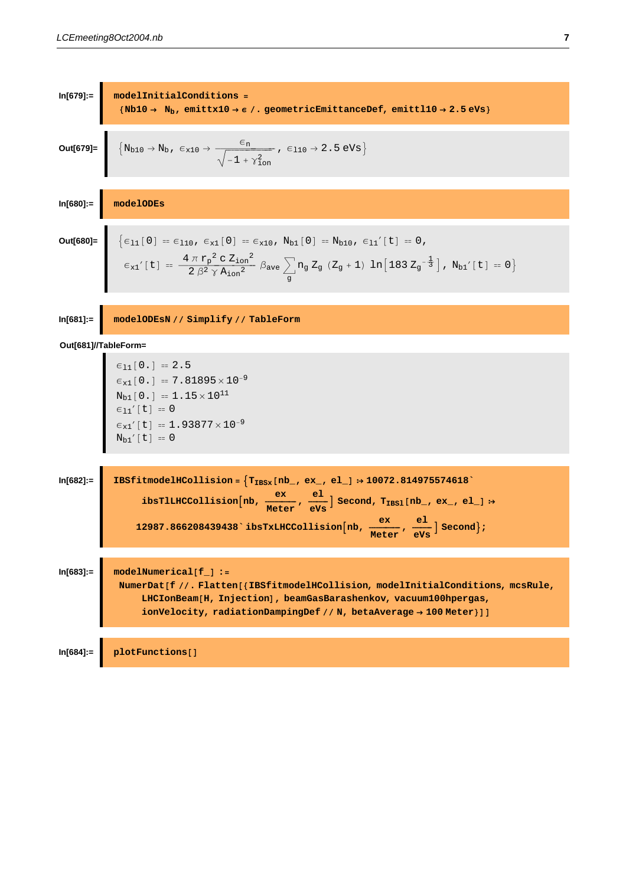In[679]:=
```
modelInitialConditions =
 {Nb10 → Nb, emittx10 → ϵ /. geometricEmittanceDef, emittl10 → 2.5 eVs}
```

Out[679]=

$$\left\{N_{b10} \to N_b,\ \epsilon_{x10} \to \frac{\epsilon_n}{\sqrt{-1+\gamma_{ion}^2}},\ \epsilon_{l10} \to 2.5\ \text{eVs}\right\}$$

In[680]:=
```
modelODEs
```

Out[680]=

$$\left\{\epsilon_{l1}[0] = \epsilon_{l10},\ \epsilon_{x1}[0] = \epsilon_{x10},\ N_{b1}[0] = N_{b10},\ \epsilon_{l1}'[t] = 0,\ \epsilon_{x1}'[t] = \frac{4\,\pi\, r_p^2\, c\, Z_{ion}^2}{2\,\beta^2\,\gamma\, A_{ion}^2}\,\beta_{ave}\sum_g n_g\, Z_g\,(Z_g+1)\,\ln\left[183\, Z_g^{-\frac{1}{3}}\right],\ N_{b1}'[t] = 0\right\}$$

In[681]:=
```
modelODEsN // Simplify // TableForm
```

Out[681]//TableForm=

$$\epsilon_{l1}[0.] = 2.5$$
$$\epsilon_{x1}[0.] = 7.81895\times 10^{-9}$$
$$N_{b1}[0.] = 1.15\times 10^{11}$$
$$\epsilon_{l1}'[t] = 0$$
$$\epsilon_{x1}'[t] = 1.93877\times 10^{-9}$$
$$N_{b1}'[t] = 0$$

In[682]:=
```
IBSfitmodelHCollision = {T_IBSx[nb_, ex_, el_] :> 10072.814975574618`
    ibsTlLHCCollision[nb, ex/Meter, el/eVs] Second, T_IBSl[nb_, ex_, el_] :>
   12987.866208439438` ibsTxLHCCollision[nb, ex/Meter, el/eVs] Second};
```

In[683]:=
```
modelNumerical[f_] :=
 NumerDat[f //. Flatten[{IBSfitmodelHCollision, modelInitialConditions, mcsRule,
    LHCIonBeam[H, Injection], beamGasBarashenkov, vacuum100hpergas,
    ionVelocity, radiationDampingDef // N, betaAverage → 100 Meter}]]
```

In[684]:=
```
plotFunctions[]
```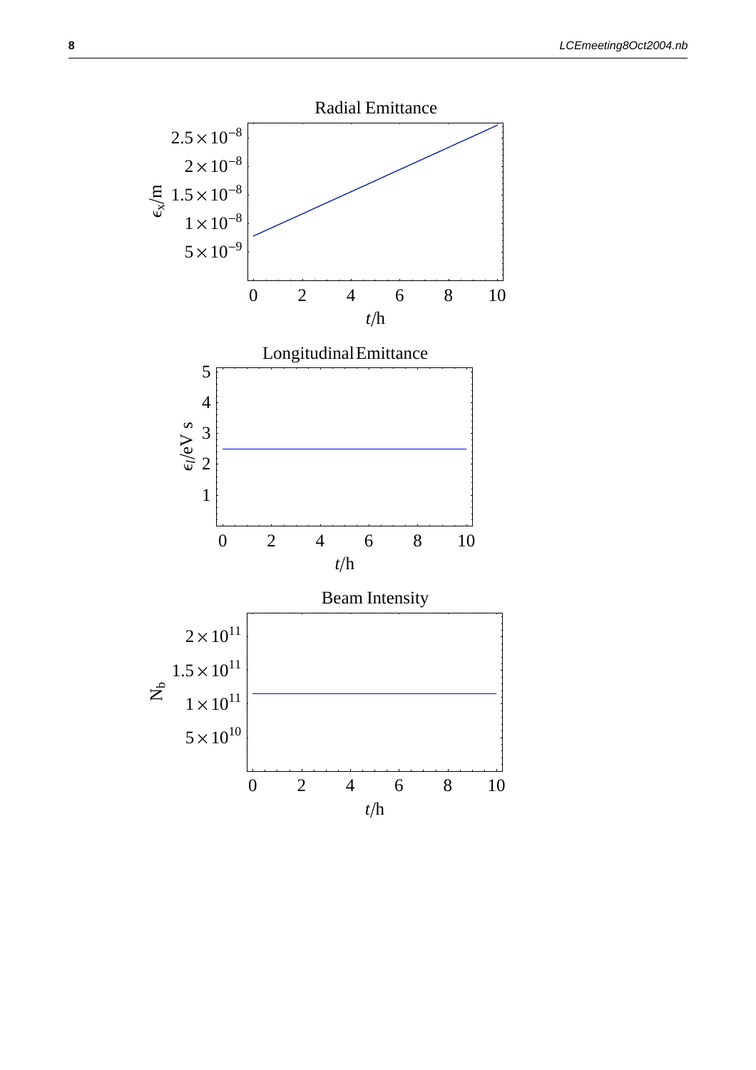Radial Emittance

$\epsilon_x$/m

$2.5 \times 10^{-8}$

$2 \times 10^{-8}$

$1.5 \times 10^{-8}$

$1 \times 10^{-8}$

$5 \times 10^{-9}$

0 2 4 6 8 10

$t$/h

Longitudinal Emittance

$\epsilon_l$/eV s

5

4

3

2

1

0 2 4 6 8 10

$t$/h

Beam Intensity

$N_b$

$2 \times 10^{11}$

$1.5 \times 10^{11}$

$1 \times 10^{11}$

$5 \times 10^{10}$

0 2 4 6 8 10

$t$/h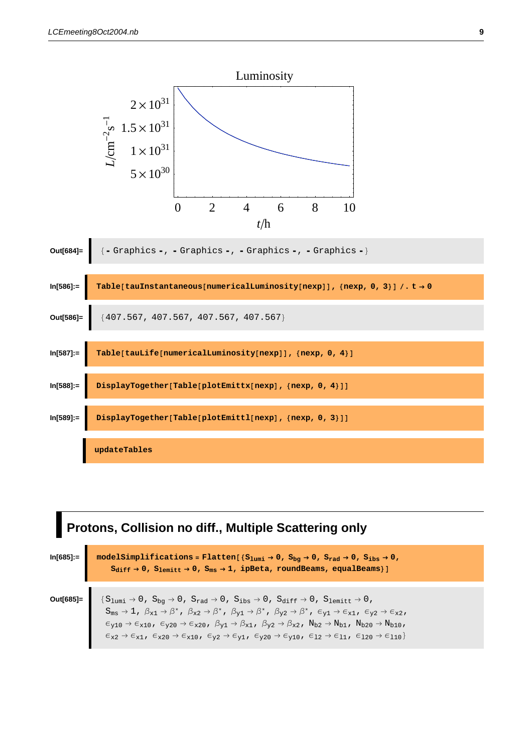Luminosity

$L/\mathrm{cm}^{-2}\mathrm{s}^{-1}$: $2\times10^{31}$, $1.5\times10^{31}$, $1\times10^{31}$, $5\times10^{30}$

$t$/h: 0, 2, 4, 6, 8, 10

Out[684]=
```
{- Graphics -, - Graphics -, - Graphics -, - Graphics -}
```

In[586]:=
```
Table[tauInstantaneous[numericalLuminosity[nexp]], {nexp, 0, 3}] /. t → 0
```

Out[586]=
```
{407.567, 407.567, 407.567, 407.567}
```

In[587]:=
```
Table[tauLife[numericalLuminosity[nexp]], {nexp, 0, 4}]
```

In[588]:=
```
DisplayTogether[Table[plotEmittx[nexp], {nexp, 0, 4}]]
```

In[589]:=
```
DisplayTogether[Table[plotEmittl[nexp], {nexp, 0, 3}]]
```

```
updateTables
```

## Protons, Collision no diff., Multiple Scattering only

In[685]:=
```
modelSimplifications = Flatten[{S_lumi → 0, S_bg → 0, S_rad → 0, S_ibs → 0,
   S_diff → 0, S_lemitt → 0, S_ms → 1, ipBeta, roundBeams, equalBeams}]
```

Out[685]=

$\{S_{lumi}\to 0,\ S_{bg}\to 0,\ S_{rad}\to 0,\ S_{ibs}\to 0,\ S_{diff}\to 0,\ S_{lemitt}\to 0,$
$S_{ms}\to 1,\ \beta_{x1}\to\beta^*,\ \beta_{x2}\to\beta^*,\ \beta_{y1}\to\beta^*,\ \beta_{y2}\to\beta^*,\ \epsilon_{y1}\to\epsilon_{x1},\ \epsilon_{y2}\to\epsilon_{x2},$
$\epsilon_{y10}\to\epsilon_{x10},\ \epsilon_{y20}\to\epsilon_{x20},\ \beta_{y1}\to\beta_{x1},\ \beta_{y2}\to\beta_{x2},\ N_{b2}\to N_{b1},\ N_{b20}\to N_{b10},$
$\epsilon_{x2}\to\epsilon_{x1},\ \epsilon_{x20}\to\epsilon_{x10},\ \epsilon_{y2}\to\epsilon_{y1},\ \epsilon_{y20}\to\epsilon_{y10},\ \epsilon_{l2}\to\epsilon_{l1},\ \epsilon_{l20}\to\epsilon_{l10}\}$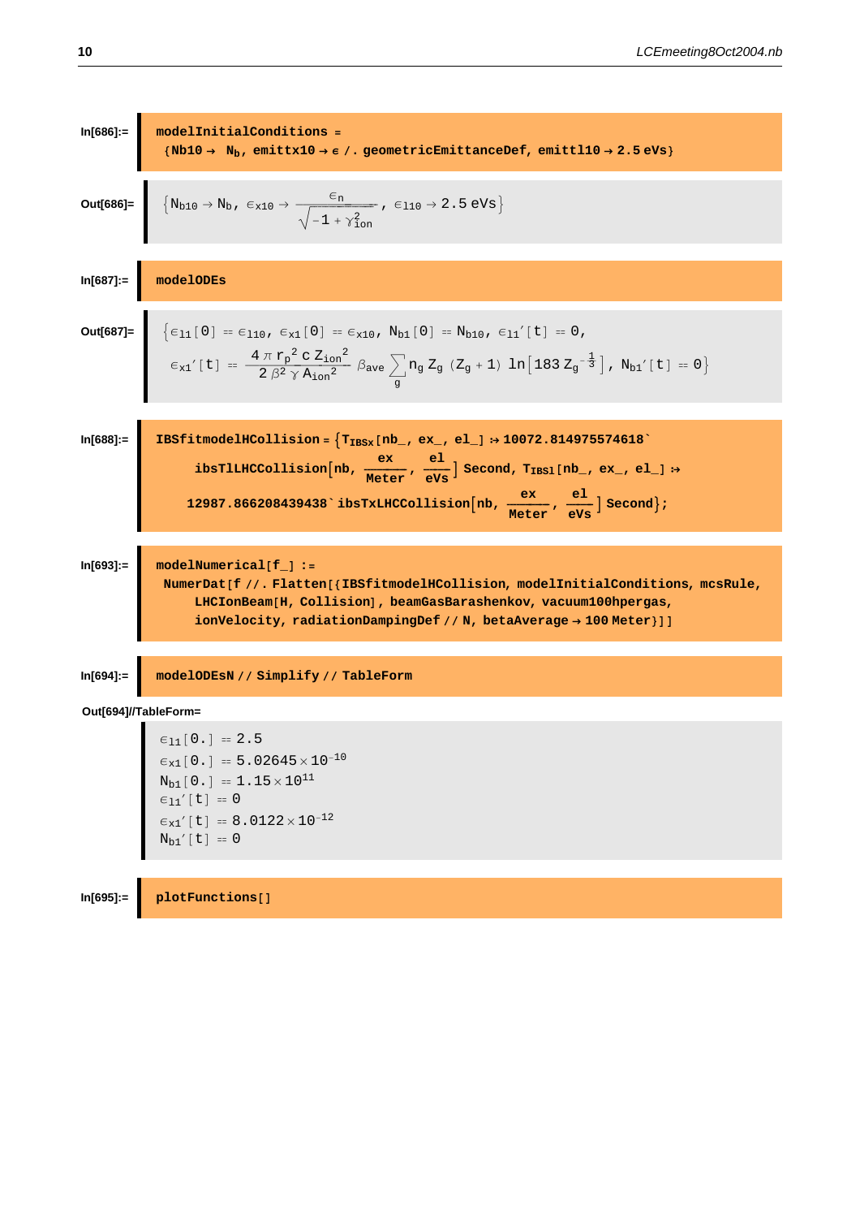In[686]:=

```
modelInitialConditions =
  {Nb10 → Nb, emittx10 → ε /. geometricEmittanceDef, emittl10 → 2.5 eVs}
```

Out[686]=

$$\left\{N_{b10} \to N_b,\ \epsilon_{x10} \to \frac{\epsilon_n}{\sqrt{-1+\gamma_{ion}^2}},\ \epsilon_{l10} \to 2.5\ \text{eVs}\right\}$$

In[687]:=

```
modelODEs
```

Out[687]=

$$\left\{\epsilon_{l1}[0] == \epsilon_{l10},\ \epsilon_{x1}[0] == \epsilon_{x10},\ N_{b1}[0] == N_{b10},\ \epsilon_{l1}'[t] == 0,\right.$$
$$\left.\epsilon_{x1}'[t] == \frac{4\,\pi\, r_p{}^2\, c\, Z_{ion}{}^2}{2\,\beta^2\,\gamma\, A_{ion}{}^2}\,\beta_{ave}\sum_g n_g\, Z_g\,(Z_g+1)\,\ln\!\left[183\, Z_g{}^{-\frac{1}{3}}\right],\ N_{b1}'[t] == 0\right\}$$

In[688]:=

```
IBSfitmodelHCollision = {T_IBSx[nb_, ex_, el_] :> 10072.814975574618`
    ibsTlLHCCollision[nb, ex/Meter, el/eVs] Second, T_IBSl[nb_, ex_, el_] :>
   12987.866208439438` ibsTxLHCCollision[nb, ex/Meter, el/eVs] Second};
```

In[693]:=

```
modelNumerical[f_] :=
 NumerDat[f //. Flatten[{IBSfitmodelHCollision, modelInitialConditions, mcsRule,
     LHCIonBeam[H, Collision], beamGasBarashenkov, vacuum100hpergas,
     ionVelocity, radiationDampingDef // N, betaAverage → 100 Meter}]]
```

In[694]:=

```
modelODEsN // Simplify // TableForm
```

Out[694]//TableForm=

$$\epsilon_{l1}[0.] == 2.5$$
$$\epsilon_{x1}[0.] == 5.02645\times 10^{-10}$$
$$N_{b1}[0.] == 1.15\times 10^{11}$$
$$\epsilon_{l1}'[t] == 0$$
$$\epsilon_{x1}'[t] == 8.0122\times 10^{-12}$$
$$N_{b1}'[t] == 0$$

In[695]:=

```
plotFunctions[]
```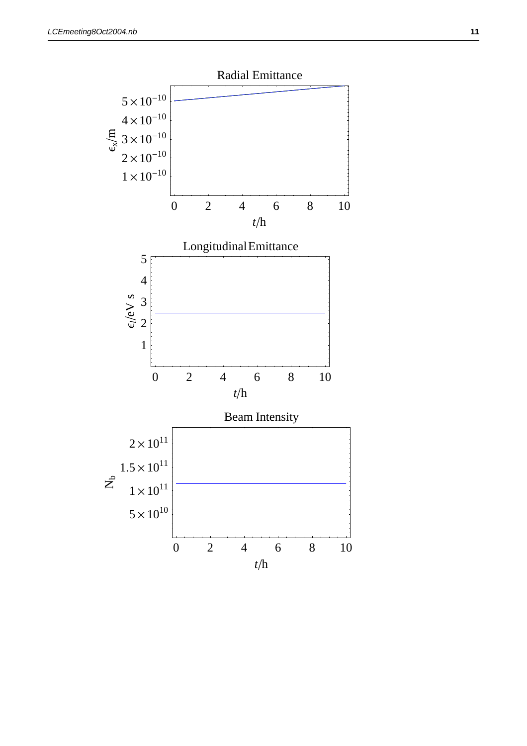Radial Emittance

Longitudinal Emittance

Beam Intensity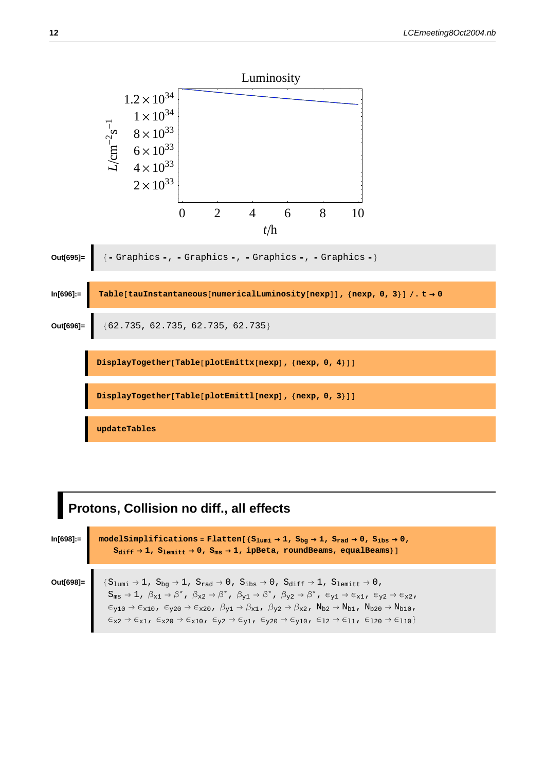Luminosity

$L/\mathrm{cm}^{-2}\mathrm{s}^{-1}$: $1.2\times10^{34}$, $1\times10^{34}$, $8\times10^{33}$, $6\times10^{33}$, $4\times10^{33}$, $2\times10^{33}$

$t$/h: 0, 2, 4, 6, 8, 10

Out[695]=
```
{- Graphics -, - Graphics -, - Graphics -, - Graphics -}
```

In[696]:=
```
Table[tauInstantaneous[numericalLuminosity[nexp]], {nexp, 0, 3}] /. t → 0
```

Out[696]=
```
{62.735, 62.735, 62.735, 62.735}
```

```
DisplayTogether[Table[plotEmittx[nexp], {nexp, 0, 4}]]
```

```
DisplayTogether[Table[plotEmittl[nexp], {nexp, 0, 3}]]
```

```
updateTables
```

## Protons, Collision no diff., all effects

In[698]:=
```
modelSimplifications = Flatten[{Slumi → 1, Sbg → 1, Srad → 0, Sibs → 0,
    Sdiff → 1, Slemitt → 0, Sms → 1, ipBeta, roundBeams, equalBeams}]
```

Out[698]=
```
{Slumi → 1, Sbg → 1, Srad → 0, Sibs → 0, Sdiff → 1, Slemitt → 0,
 Sms → 1, βx1 → β*, βx2 → β*, βy1 → β*, βy2 → β*, εy1 → εx1, εy2 → εx2,
 εy10 → εx10, εy20 → εx20, βy1 → βx1, βy2 → βx2, Nb2 → Nb1, Nb20 → Nb10,
 εx2 → εx1, εx20 → εx10, εy2 → εy1, εy20 → εy10, εl2 → εl1, εl20 → εl10}
```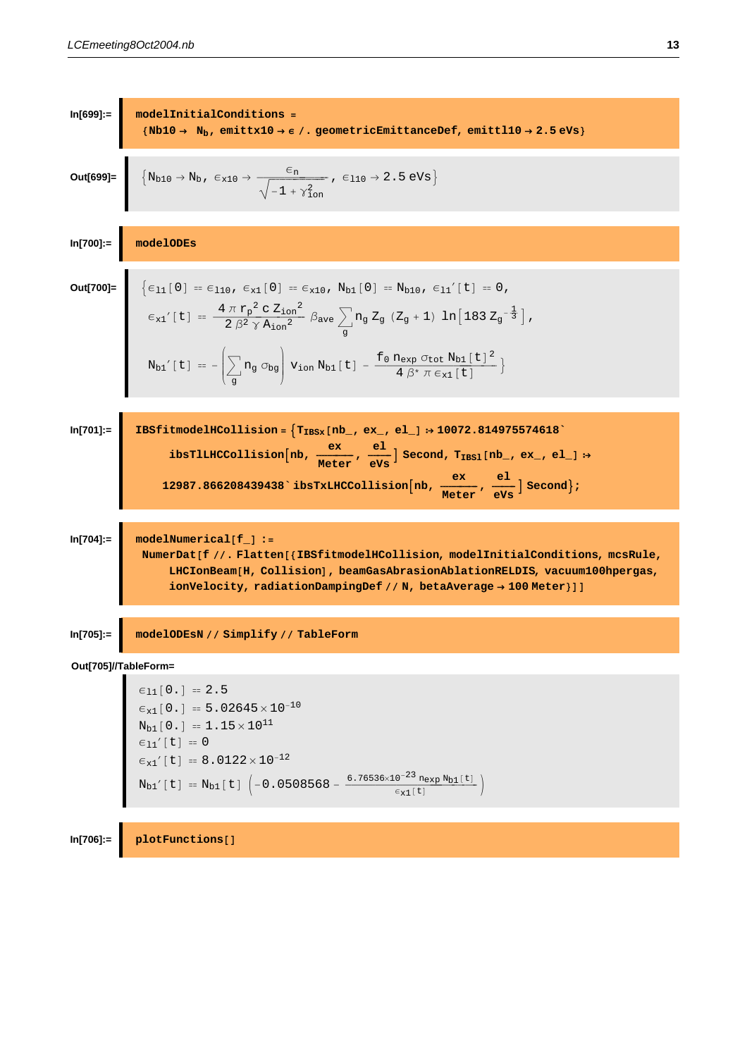In[699]:=

```
modelInitialConditions =
 {Nb10 → Nb, emittx10 → ϵ /. geometricEmittanceDef, emittl10 → 2.5 eVs}
```

Out[699]=

$$\left\{N_{b10} \to N_b,\ \epsilon_{x10} \to \frac{\epsilon_n}{\sqrt{-1+\gamma_{ion}^2}},\ \epsilon_{l10} \to 2.5\ \text{eVs}\right\}$$

In[700]:=

```
modelODEs
```

Out[700]=

$$\Big\{\epsilon_{l1}[0] == \epsilon_{l10},\ \epsilon_{x1}[0] == \epsilon_{x10},\ N_{b1}[0] == N_{b10},\ \epsilon_{l1}{}'[t] == 0,$$

$$\epsilon_{x1}{}'[t] == \frac{4\,\pi\, r_p^2\, c\, Z_{ion}^2}{2\,\beta^2\,\gamma\, A_{ion}^2}\,\beta_{ave}\sum_g n_g\, Z_g\,(Z_g+1)\,\ln\!\left[183\, Z_g^{-\frac{1}{3}}\right],$$

$$N_{b1}{}'[t] == -\left(\sum_g n_g\,\sigma_{bg}\right) v_{ion}\, N_{b1}[t] - \frac{f_0\, n_{exp}\,\sigma_{tot}\, N_{b1}[t]^2}{4\,\beta^*\,\pi\,\epsilon_{x1}[t]}\Big\}$$

In[701]:=

```
IBSfitmodelHCollision = {T_IBSx[nb_, ex_, el_] :→ 10072.814975574618`
    ibsTlLHCCollision[nb, ex/Meter, el/eVs] Second, T_IBSl[nb_, ex_, el_] :→
   12987.866208439438` ibsTxLHCCollision[nb, ex/Meter, el/eVs] Second};
```

In[704]:=

```
modelNumerical[f_] :=
 NumerDat[f //. Flatten[{IBSfitmodelHCollision, modelInitialConditions, mcsRule,
    LHCIonBeam[H, Collision], beamGasAbrasionAblationRELDIS, vacuum100hpergas,
    ionVelocity, radiationDampingDef // N, betaAverage → 100 Meter}]]
```

In[705]:=

```
modelODEsN // Simplify // TableForm
```

Out[705]//TableForm=

$$\epsilon_{l1}[0.] == 2.5$$

$$\epsilon_{x1}[0.] == 5.02645\times 10^{-10}$$

$$N_{b1}[0.] == 1.15\times 10^{11}$$

$$\epsilon_{l1}{}'[t] == 0$$

$$\epsilon_{x1}{}'[t] == 8.0122\times 10^{-12}$$

$$N_{b1}{}'[t] == N_{b1}[t]\left(-0.0508568 - \frac{6.76536\times 10^{-23}\, n_{exp}\, N_{b1}[t]}{\epsilon_{x1}[t]}\right)$$

In[706]:=

```
plotFunctions[]
```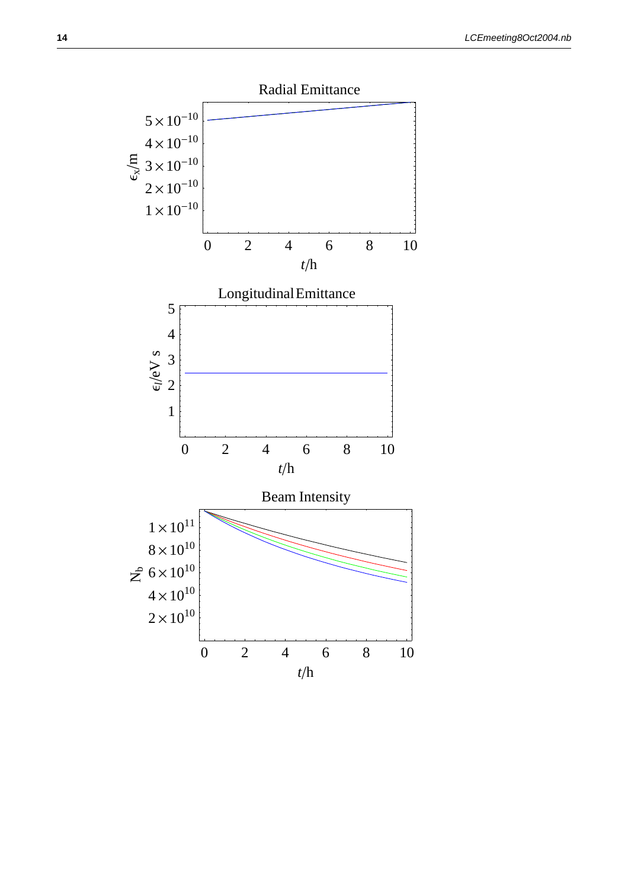Radial Emittance

$\epsilon_x$/m

$5\times10^{-10}$
$4\times10^{-10}$
$3\times10^{-10}$
$2\times10^{-10}$
$1\times10^{-10}$

0 2 4 6 8 10

$t$/h

Longitudinal Emittance

$\epsilon_l$/eV s

5
4
3
2
1

0 2 4 6 8 10

$t$/h

Beam Intensity

$N_b$

$1\times10^{11}$
$8\times10^{10}$
$6\times10^{10}$
$4\times10^{10}$
$2\times10^{10}$

0 2 4 6 8 10

$t$/h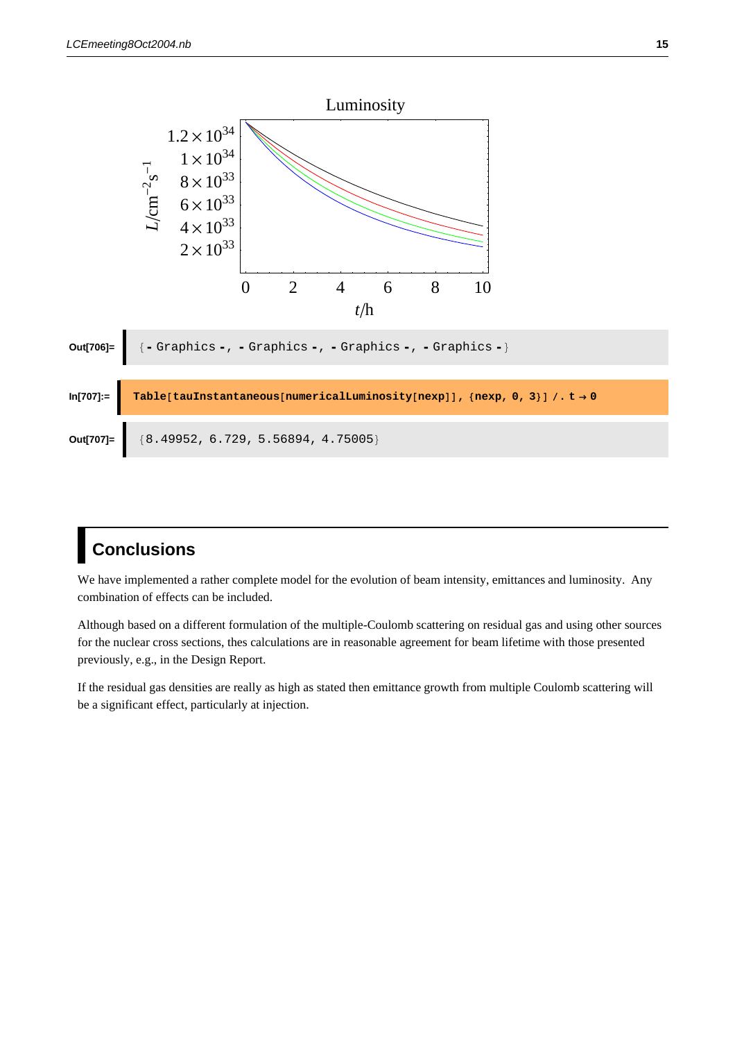Luminosity

$1.2\times10^{34}$
$1\times10^{34}$
$8\times10^{33}$
$6\times10^{33}$
$4\times10^{33}$
$2\times10^{33}$

$L/\mathrm{cm}^{-2}\mathrm{s}^{-1}$

0 2 4 6 8 10

$t$/h

Out[706]=
```
{- Graphics -, - Graphics -, - Graphics -, - Graphics -}
```

In[707]:=
```
Table[tauInstantaneous[numericalLuminosity[nexp]], {nexp, 0, 3}] /. t → 0
```

Out[707]=
```
{8.49952, 6.729, 5.56894, 4.75005}
```

# Conclusions

We have implemented a rather complete model for the evolution of beam intensity, emittances and luminosity. Any combination of effects can be included.

Although based on a different formulation of the multiple-Coulomb scattering on residual gas and using other sources for the nuclear cross sections, thes calculations are in reasonable agreement for beam lifetime with those presented previously, e.g., in the Design Report.

If the residual gas densities are really as high as stated then emittance growth from multiple Coulomb scattering will be a significant effect, particularly at injection.